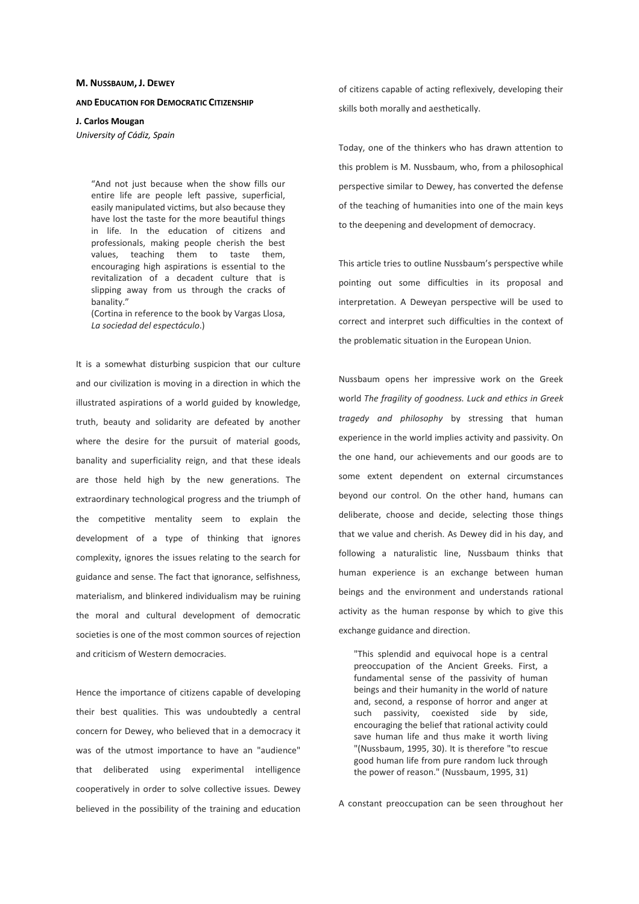# M. Nussbaum, J. Dewey and Education for Democratic Citizenship

**J. Carlos Mougan**
*University of Cádiz, Spain*

> "And not just because when the show fills our entire life are people left passive, superficial, easily manipulated victims, but also because they have lost the taste for the more beautiful things in life. In the education of citizens and professionals, making people cherish the best values, teaching them to taste them, encouraging high aspirations is essential to the revitalization of a decadent culture that is slipping away from us through the cracks of banality."
> (Cortina in reference to the book by Vargas Llosa, *La sociedad del espectáculo*.)

It is a somewhat disturbing suspicion that our culture and our civilization is moving in a direction in which the illustrated aspirations of a world guided by knowledge, truth, beauty and solidarity are defeated by another where the desire for the pursuit of material goods, banality and superficiality reign, and that these ideals are those held high by the new generations. The extraordinary technological progress and the triumph of the competitive mentality seem to explain the development of a type of thinking that ignores complexity, ignores the issues relating to the search for guidance and sense. The fact that ignorance, selfishness, materialism, and blinkered individualism may be ruining the moral and cultural development of democratic societies is one of the most common sources of rejection and criticism of Western democracies.

Hence the importance of citizens capable of developing their best qualities. This was undoubtedly a central concern for Dewey, who believed that in a democracy it was of the utmost importance to have an "audience" that deliberated using experimental intelligence cooperatively in order to solve collective issues. Dewey believed in the possibility of the training and education of citizens capable of acting reflexively, developing their skills both morally and aesthetically.

Today, one of the thinkers who has drawn attention to this problem is M. Nussbaum, who, from a philosophical perspective similar to Dewey, has converted the defense of the teaching of humanities into one of the main keys to the deepening and development of democracy.

This article tries to outline Nussbaum's perspective while pointing out some difficulties in its proposal and interpretation. A Deweyan perspective will be used to correct and interpret such difficulties in the context of the problematic situation in the European Union.

Nussbaum opens her impressive work on the Greek world *The fragility of goodness. Luck and ethics in Greek tragedy and philosophy* by stressing that human experience in the world implies activity and passivity. On the one hand, our achievements and our goods are to some extent dependent on external circumstances beyond our control. On the other hand, humans can deliberate, choose and decide, selecting those things that we value and cherish. As Dewey did in his day, and following a naturalistic line, Nussbaum thinks that human experience is an exchange between human beings and the environment and understands rational activity as the human response by which to give this exchange guidance and direction.

> "This splendid and equivocal hope is a central preoccupation of the Ancient Greeks. First, a fundamental sense of the passivity of human beings and their humanity in the world of nature and, second, a response of horror and anger at such passivity, coexisted side by side, encouraging the belief that rational activity could save human life and thus make it worth living "(Nussbaum, 1995, 30). It is therefore "to rescue good human life from pure random luck through the power of reason." (Nussbaum, 1995, 31)

A constant preoccupation can be seen throughout her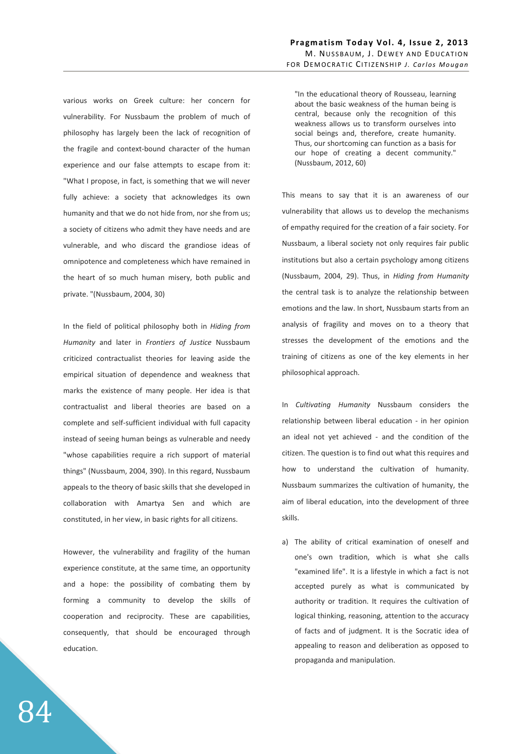various works on Greek culture: her concern for vulnerability. For Nussbaum the problem of much of philosophy has largely been the lack of recognition of the fragile and context-bound character of the human experience and our false attempts to escape from it: "What I propose, in fact, is something that we will never fully achieve: a society that acknowledges its own humanity and that we do not hide from, nor she from us; a society of citizens who admit they have needs and are vulnerable, and who discard the grandiose ideas of omnipotence and completeness which have remained in the heart of so much human misery, both public and private. "(Nussbaum, 2004, 30)

In the field of political philosophy both in *Hiding from Humanity* and later in *Frontiers of Justice* Nussbaum criticized contractualist theories for leaving aside the empirical situation of dependence and weakness that marks the existence of many people. Her idea is that contractualist and liberal theories are based on a complete and self-sufficient individual with full capacity instead of seeing human beings as vulnerable and needy "whose capabilities require a rich support of material things" (Nussbaum, 2004, 390). In this regard, Nussbaum appeals to the theory of basic skills that she developed in collaboration with Amartya Sen and which are constituted, in her view, in basic rights for all citizens.

However, the vulnerability and fragility of the human experience constitute, at the same time, an opportunity and a hope: the possibility of combating them by forming a community to develop the skills of cooperation and reciprocity. These are capabilities, consequently, that should be encouraged through education.

> "In the educational theory of Rousseau, learning about the basic weakness of the human being is central, because only the recognition of this weakness allows us to transform ourselves into social beings and, therefore, create humanity. Thus, our shortcoming can function as a basis for our hope of creating a decent community." (Nussbaum, 2012, 60)

This means to say that it is an awareness of our vulnerability that allows us to develop the mechanisms of empathy required for the creation of a fair society. For Nussbaum, a liberal society not only requires fair public institutions but also a certain psychology among citizens (Nussbaum, 2004, 29). Thus, in *Hiding from Humanity* the central task is to analyze the relationship between emotions and the law. In short, Nussbaum starts from an analysis of fragility and moves on to a theory that stresses the development of the emotions and the training of citizens as one of the key elements in her philosophical approach.

In *Cultivating Humanity* Nussbaum considers the relationship between liberal education - in her opinion an ideal not yet achieved - and the condition of the citizen. The question is to find out what this requires and how to understand the cultivation of humanity. Nussbaum summarizes the cultivation of humanity, the aim of liberal education, into the development of three skills.

a) The ability of critical examination of oneself and one's own tradition, which is what she calls "examined life". It is a lifestyle in which a fact is not accepted purely as what is communicated by authority or tradition. It requires the cultivation of logical thinking, reasoning, attention to the accuracy of facts and of judgment. It is the Socratic idea of appealing to reason and deliberation as opposed to propaganda and manipulation.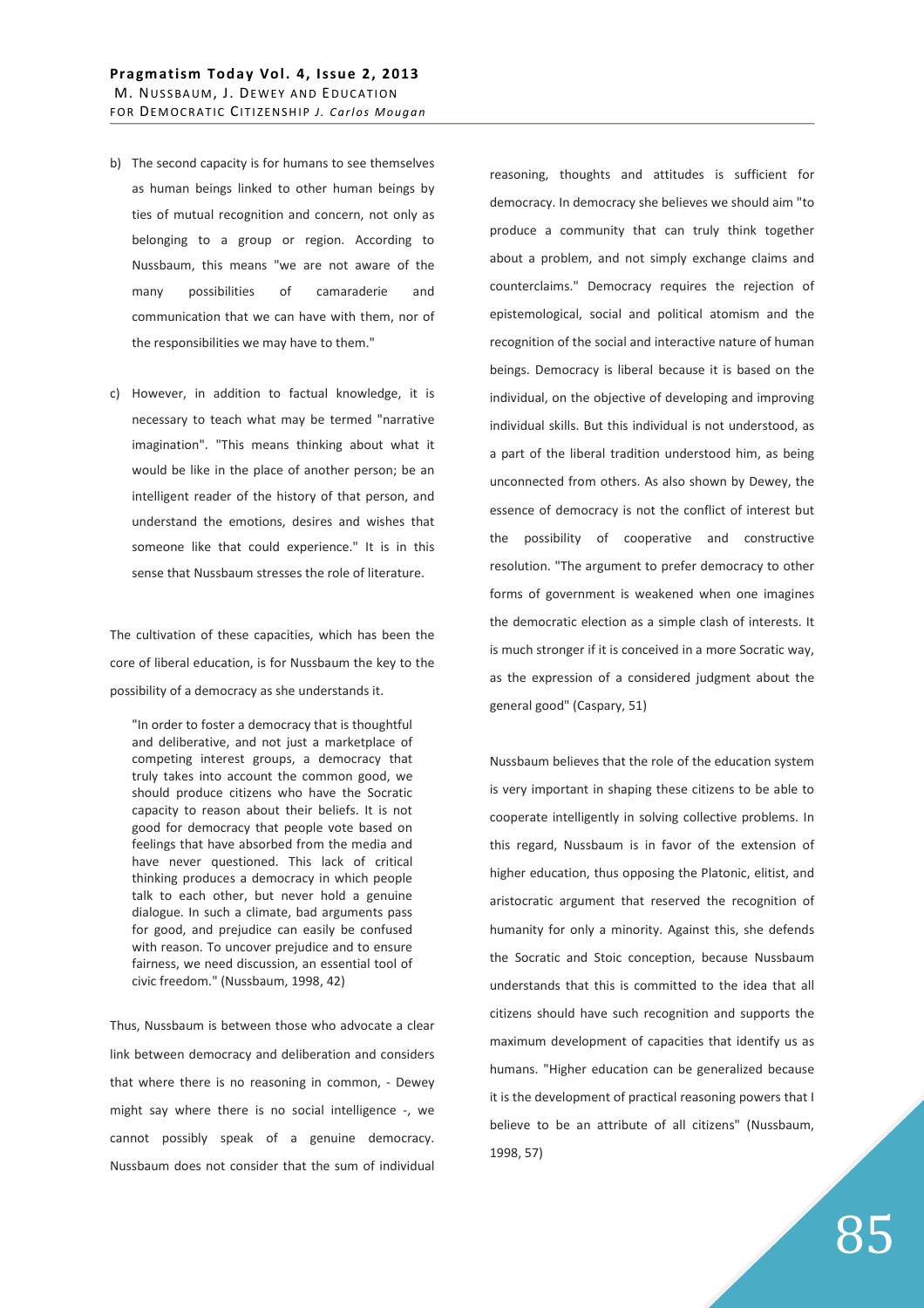b) The second capacity is for humans to see themselves as human beings linked to other human beings by ties of mutual recognition and concern, not only as belonging to a group or region. According to Nussbaum, this means "we are not aware of the many possibilities of camaraderie and communication that we can have with them, nor of the responsibilities we may have to them."

c) However, in addition to factual knowledge, it is necessary to teach what may be termed "narrative imagination". "This means thinking about what it would be like in the place of another person; be an intelligent reader of the history of that person, and understand the emotions, desires and wishes that someone like that could experience." It is in this sense that Nussbaum stresses the role of literature.

The cultivation of these capacities, which has been the core of liberal education, is for Nussbaum the key to the possibility of a democracy as she understands it.

> "In order to foster a democracy that is thoughtful and deliberative, and not just a marketplace of competing interest groups, a democracy that truly takes into account the common good, we should produce citizens who have the Socratic capacity to reason about their beliefs. It is not good for democracy that people vote based on feelings that have absorbed from the media and have never questioned. This lack of critical thinking produces a democracy in which people talk to each other, but never hold a genuine dialogue. In such a climate, bad arguments pass for good, and prejudice can easily be confused with reason. To uncover prejudice and to ensure fairness, we need discussion, an essential tool of civic freedom." (Nussbaum, 1998, 42)

Thus, Nussbaum is between those who advocate a clear link between democracy and deliberation and considers that where there is no reasoning in common, - Dewey might say where there is no social intelligence -, we cannot possibly speak of a genuine democracy. Nussbaum does not consider that the sum of individual reasoning, thoughts and attitudes is sufficient for democracy. In democracy she believes we should aim "to produce a community that can truly think together about a problem, and not simply exchange claims and counterclaims." Democracy requires the rejection of epistemological, social and political atomism and the recognition of the social and interactive nature of human beings. Democracy is liberal because it is based on the individual, on the objective of developing and improving individual skills. But this individual is not understood, as a part of the liberal tradition understood him, as being unconnected from others. As also shown by Dewey, the essence of democracy is not the conflict of interest but the possibility of cooperative and constructive resolution. "The argument to prefer democracy to other forms of government is weakened when one imagines the democratic election as a simple clash of interests. It is much stronger if it is conceived in a more Socratic way, as the expression of a considered judgment about the general good" (Caspary, 51)

Nussbaum believes that the role of the education system is very important in shaping these citizens to be able to cooperate intelligently in solving collective problems. In this regard, Nussbaum is in favor of the extension of higher education, thus opposing the Platonic, elitist, and aristocratic argument that reserved the recognition of humanity for only a minority. Against this, she defends the Socratic and Stoic conception, because Nussbaum understands that this is committed to the idea that all citizens should have such recognition and supports the maximum development of capacities that identify us as humans. "Higher education can be generalized because it is the development of practical reasoning powers that I believe to be an attribute of all citizens" (Nussbaum, 1998, 57)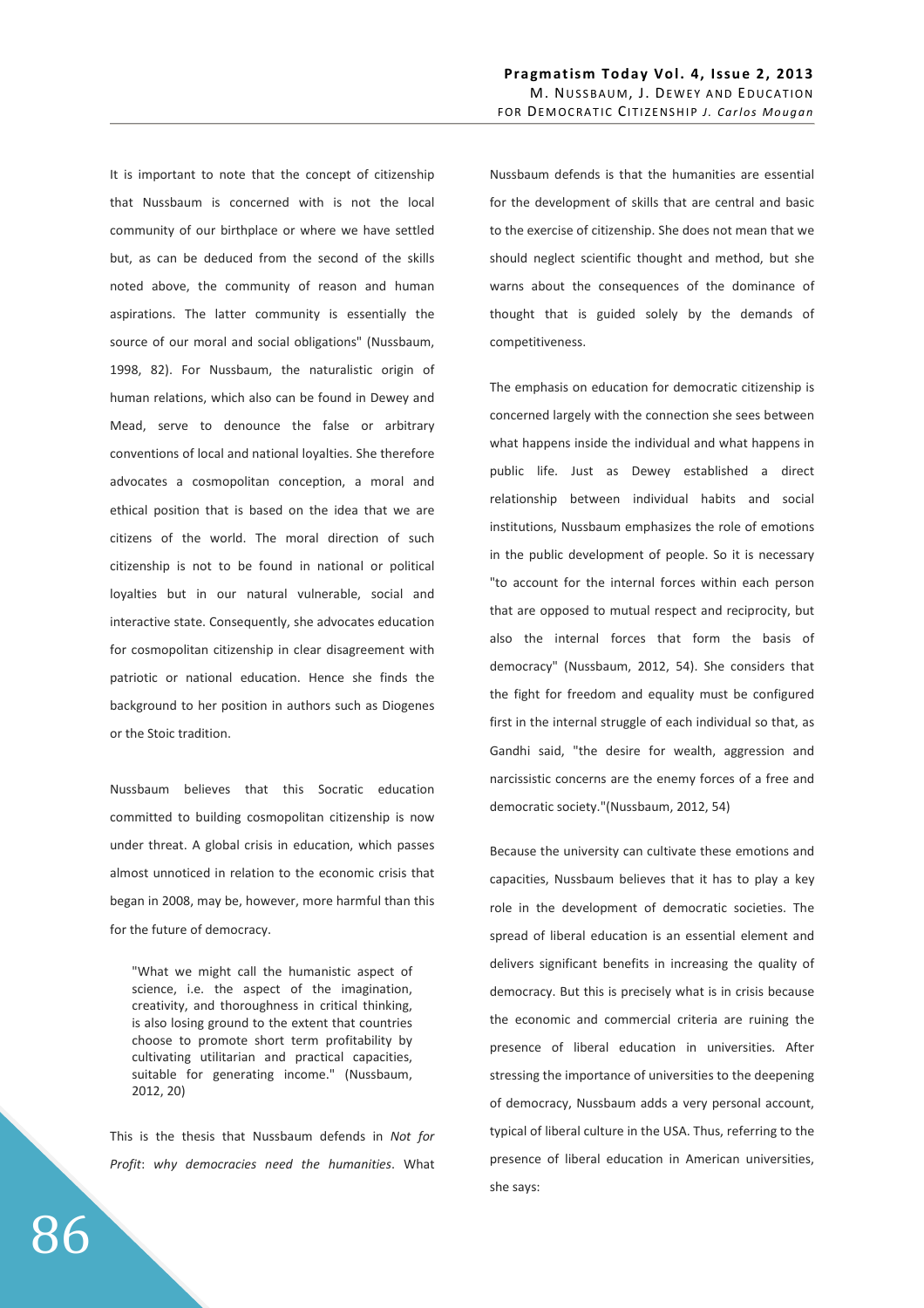It is important to note that the concept of citizenship that Nussbaum is concerned with is not the local community of our birthplace or where we have settled but, as can be deduced from the second of the skills noted above, the community of reason and human aspirations. The latter community is essentially the source of our moral and social obligations" (Nussbaum, 1998, 82). For Nussbaum, the naturalistic origin of human relations, which also can be found in Dewey and Mead, serve to denounce the false or arbitrary conventions of local and national loyalties. She therefore advocates a cosmopolitan conception, a moral and ethical position that is based on the idea that we are citizens of the world. The moral direction of such citizenship is not to be found in national or political loyalties but in our natural vulnerable, social and interactive state. Consequently, she advocates education for cosmopolitan citizenship in clear disagreement with patriotic or national education. Hence she finds the background to her position in authors such as Diogenes or the Stoic tradition.

Nussbaum believes that this Socratic education committed to building cosmopolitan citizenship is now under threat. A global crisis in education, which passes almost unnoticed in relation to the economic crisis that began in 2008, may be, however, more harmful than this for the future of democracy.

> "What we might call the humanistic aspect of science, i.e. the aspect of the imagination, creativity, and thoroughness in critical thinking, is also losing ground to the extent that countries choose to promote short term profitability by cultivating utilitarian and practical capacities, suitable for generating income." (Nussbaum, 2012, 20)

This is the thesis that Nussbaum defends in *Not for Profit*: *why democracies need the humanities*. What Nussbaum defends is that the humanities are essential for the development of skills that are central and basic to the exercise of citizenship. She does not mean that we should neglect scientific thought and method, but she warns about the consequences of the dominance of thought that is guided solely by the demands of competitiveness.

The emphasis on education for democratic citizenship is concerned largely with the connection she sees between what happens inside the individual and what happens in public life. Just as Dewey established a direct relationship between individual habits and social institutions, Nussbaum emphasizes the role of emotions in the public development of people. So it is necessary "to account for the internal forces within each person that are opposed to mutual respect and reciprocity, but also the internal forces that form the basis of democracy" (Nussbaum, 2012, 54). She considers that the fight for freedom and equality must be configured first in the internal struggle of each individual so that, as Gandhi said, "the desire for wealth, aggression and narcissistic concerns are the enemy forces of a free and democratic society."(Nussbaum, 2012, 54)

Because the university can cultivate these emotions and capacities, Nussbaum believes that it has to play a key role in the development of democratic societies. The spread of liberal education is an essential element and delivers significant benefits in increasing the quality of democracy. But this is precisely what is in crisis because the economic and commercial criteria are ruining the presence of liberal education in universities. After stressing the importance of universities to the deepening of democracy, Nussbaum adds a very personal account, typical of liberal culture in the USA. Thus, referring to the presence of liberal education in American universities, she says: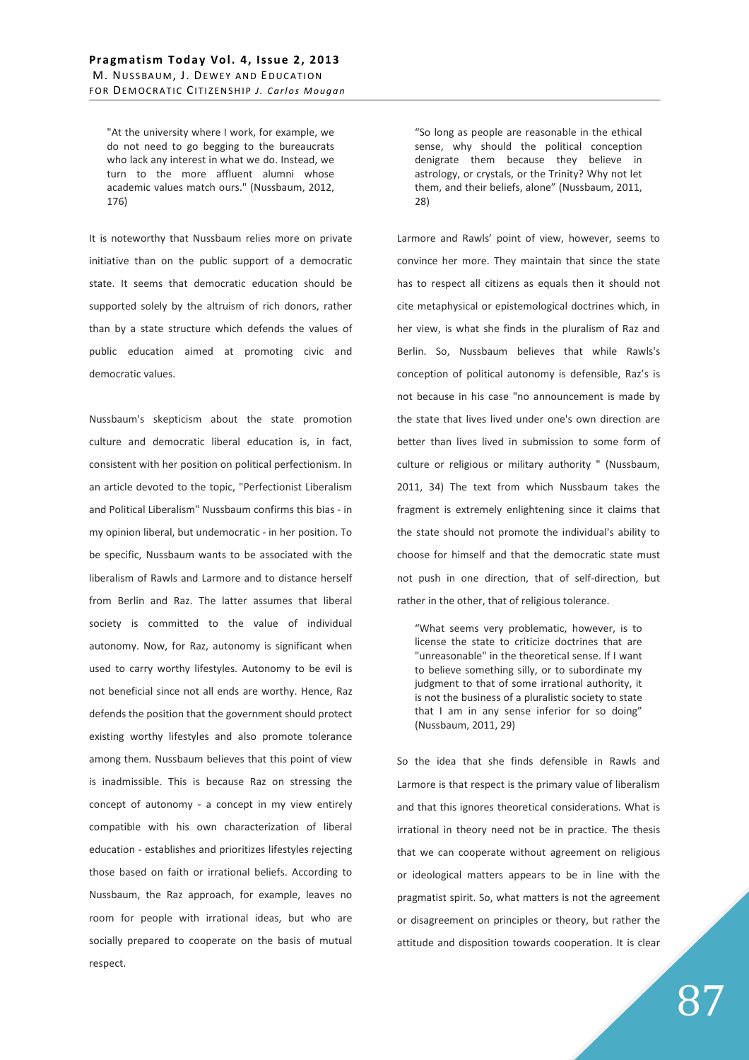> "At the university where I work, for example, we do not need to go begging to the bureaucrats who lack any interest in what we do. Instead, we turn to the more affluent alumni whose academic values match ours." (Nussbaum, 2012, 176)

It is noteworthy that Nussbaum relies more on private initiative than on the public support of a democratic state. It seems that democratic education should be supported solely by the altruism of rich donors, rather than by a state structure which defends the values of public education aimed at promoting civic and democratic values.

Nussbaum's skepticism about the state promotion culture and democratic liberal education is, in fact, consistent with her position on political perfectionism. In an article devoted to the topic, "Perfectionist Liberalism and Political Liberalism" Nussbaum confirms this bias - in my opinion liberal, but undemocratic - in her position. To be specific, Nussbaum wants to be associated with the liberalism of Rawls and Larmore and to distance herself from Berlin and Raz. The latter assumes that liberal society is committed to the value of individual autonomy. Now, for Raz, autonomy is significant when used to carry worthy lifestyles. Autonomy to be evil is not beneficial since not all ends are worthy. Hence, Raz defends the position that the government should protect existing worthy lifestyles and also promote tolerance among them. Nussbaum believes that this point of view is inadmissible. This is because Raz on stressing the concept of autonomy - a concept in my view entirely compatible with his own characterization of liberal education - establishes and prioritizes lifestyles rejecting those based on faith or irrational beliefs. According to Nussbaum, the Raz approach, for example, leaves no room for people with irrational ideas, but who are socially prepared to cooperate on the basis of mutual respect.

> "So long as people are reasonable in the ethical sense, why should the political conception denigrate them because they believe in astrology, or crystals, or the Trinity? Why not let them, and their beliefs, alone" (Nussbaum, 2011, 28)

Larmore and Rawls' point of view, however, seems to convince her more. They maintain that since the state has to respect all citizens as equals then it should not cite metaphysical or epistemological doctrines which, in her view, is what she finds in the pluralism of Raz and Berlin. So, Nussbaum believes that while Rawls's conception of political autonomy is defensible, Raz's is not because in his case "no announcement is made by the state that lives lived under one's own direction are better than lives lived in submission to some form of culture or religious or military authority " (Nussbaum, 2011, 34) The text from which Nussbaum takes the fragment is extremely enlightening since it claims that the state should not promote the individual's ability to choose for himself and that the democratic state must not push in one direction, that of self-direction, but rather in the other, that of religious tolerance.

> "What seems very problematic, however, is to license the state to criticize doctrines that are "unreasonable" in the theoretical sense. If I want to believe something silly, or to subordinate my judgment to that of some irrational authority, it is not the business of a pluralistic society to state that I am in any sense inferior for so doing" (Nussbaum, 2011, 29)

So the idea that she finds defensible in Rawls and Larmore is that respect is the primary value of liberalism and that this ignores theoretical considerations. What is irrational in theory need not be in practice. The thesis that we can cooperate without agreement on religious or ideological matters appears to be in line with the pragmatist spirit. So, what matters is not the agreement or disagreement on principles or theory, but rather the attitude and disposition towards cooperation. It is clear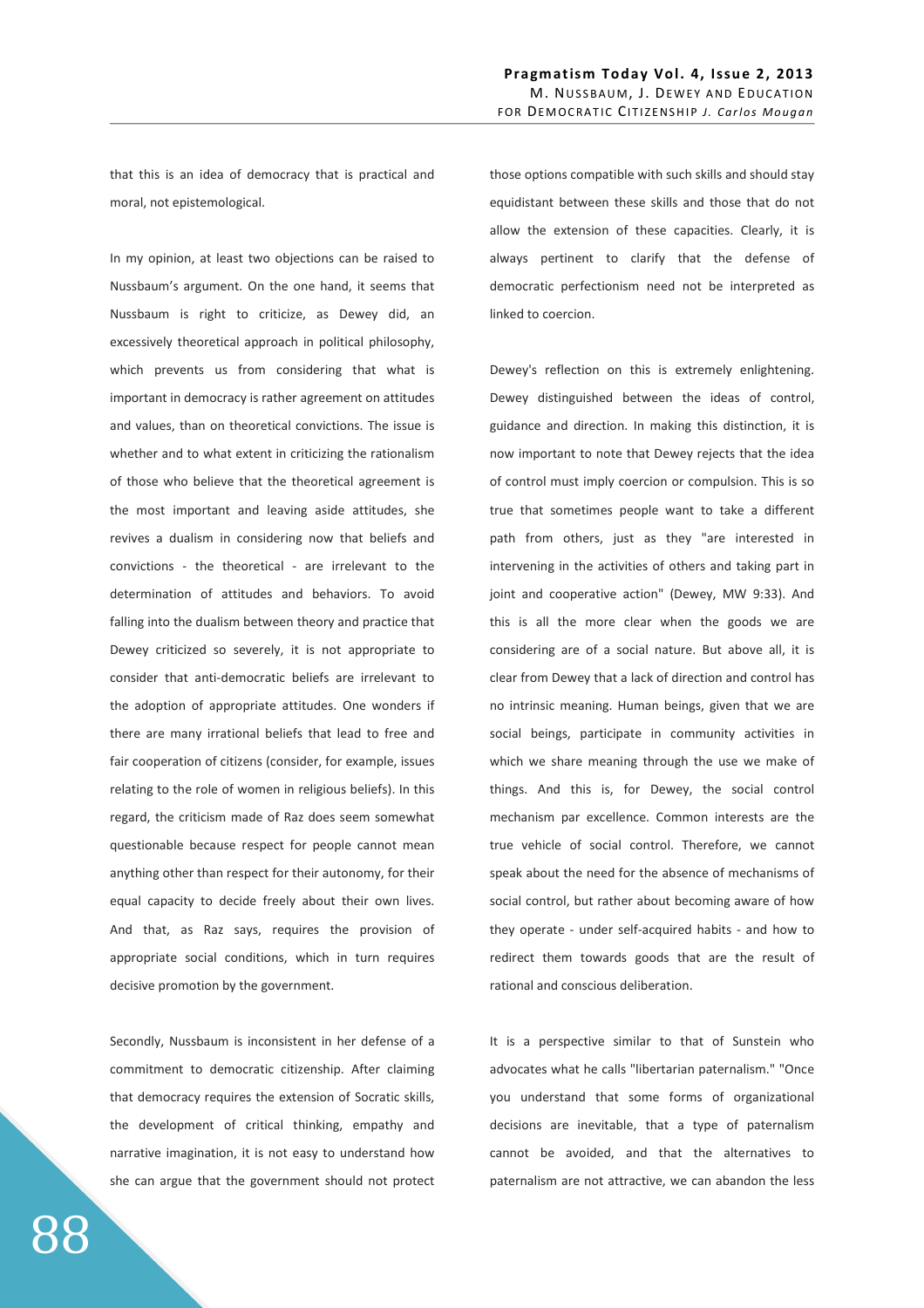that this is an idea of democracy that is practical and moral, not epistemological.

In my opinion, at least two objections can be raised to Nussbaum's argument. On the one hand, it seems that Nussbaum is right to criticize, as Dewey did, an excessively theoretical approach in political philosophy, which prevents us from considering that what is important in democracy is rather agreement on attitudes and values, than on theoretical convictions. The issue is whether and to what extent in criticizing the rationalism of those who believe that the theoretical agreement is the most important and leaving aside attitudes, she revives a dualism in considering now that beliefs and convictions - the theoretical - are irrelevant to the determination of attitudes and behaviors. To avoid falling into the dualism between theory and practice that Dewey criticized so severely, it is not appropriate to consider that anti-democratic beliefs are irrelevant to the adoption of appropriate attitudes. One wonders if there are many irrational beliefs that lead to free and fair cooperation of citizens (consider, for example, issues relating to the role of women in religious beliefs). In this regard, the criticism made of Raz does seem somewhat questionable because respect for people cannot mean anything other than respect for their autonomy, for their equal capacity to decide freely about their own lives. And that, as Raz says, requires the provision of appropriate social conditions, which in turn requires decisive promotion by the government.

Secondly, Nussbaum is inconsistent in her defense of a commitment to democratic citizenship. After claiming that democracy requires the extension of Socratic skills, the development of critical thinking, empathy and narrative imagination, it is not easy to understand how she can argue that the government should not protect those options compatible with such skills and should stay equidistant between these skills and those that do not allow the extension of these capacities. Clearly, it is always pertinent to clarify that the defense of democratic perfectionism need not be interpreted as linked to coercion.

Dewey's reflection on this is extremely enlightening. Dewey distinguished between the ideas of control, guidance and direction. In making this distinction, it is now important to note that Dewey rejects that the idea of control must imply coercion or compulsion. This is so true that sometimes people want to take a different path from others, just as they "are interested in intervening in the activities of others and taking part in joint and cooperative action" (Dewey, MW 9:33). And this is all the more clear when the goods we are considering are of a social nature. But above all, it is clear from Dewey that a lack of direction and control has no intrinsic meaning. Human beings, given that we are social beings, participate in community activities in which we share meaning through the use we make of things. And this is, for Dewey, the social control mechanism par excellence. Common interests are the true vehicle of social control. Therefore, we cannot speak about the need for the absence of mechanisms of social control, but rather about becoming aware of how they operate - under self-acquired habits - and how to redirect them towards goods that are the result of rational and conscious deliberation.

It is a perspective similar to that of Sunstein who advocates what he calls "libertarian paternalism." "Once you understand that some forms of organizational decisions are inevitable, that a type of paternalism cannot be avoided, and that the alternatives to paternalism are not attractive, we can abandon the less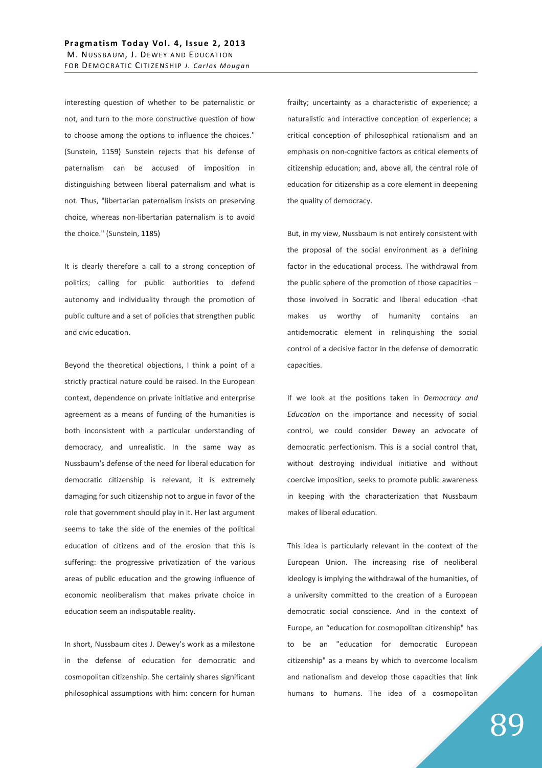interesting question of whether to be paternalistic or not, and turn to the more constructive question of how to choose among the options to influence the choices." (Sunstein, 1159) Sunstein rejects that his defense of paternalism can be accused of imposition in distinguishing between liberal paternalism and what is not. Thus, "libertarian paternalism insists on preserving choice, whereas non-libertarian paternalism is to avoid the choice." (Sunstein, 1185)

It is clearly therefore a call to a strong conception of politics; calling for public authorities to defend autonomy and individuality through the promotion of public culture and a set of policies that strengthen public and civic education.

Beyond the theoretical objections, I think a point of a strictly practical nature could be raised. In the European context, dependence on private initiative and enterprise agreement as a means of funding of the humanities is both inconsistent with a particular understanding of democracy, and unrealistic. In the same way as Nussbaum's defense of the need for liberal education for democratic citizenship is relevant, it is extremely damaging for such citizenship not to argue in favor of the role that government should play in it. Her last argument seems to take the side of the enemies of the political education of citizens and of the erosion that this is suffering: the progressive privatization of the various areas of public education and the growing influence of economic neoliberalism that makes private choice in education seem an indisputable reality.

In short, Nussbaum cites J. Dewey's work as a milestone in the defense of education for democratic and cosmopolitan citizenship. She certainly shares significant philosophical assumptions with him: concern for human frailty; uncertainty as a characteristic of experience; a naturalistic and interactive conception of experience; a critical conception of philosophical rationalism and an emphasis on non-cognitive factors as critical elements of citizenship education; and, above all, the central role of education for citizenship as a core element in deepening the quality of democracy.

But, in my view, Nussbaum is not entirely consistent with the proposal of the social environment as a defining factor in the educational process. The withdrawal from the public sphere of the promotion of those capacities – those involved in Socratic and liberal education -that makes us worthy of humanity contains an antidemocratic element in relinquishing the social control of a decisive factor in the defense of democratic capacities.

If we look at the positions taken in *Democracy and Education* on the importance and necessity of social control, we could consider Dewey an advocate of democratic perfectionism. This is a social control that, without destroying individual initiative and without coercive imposition, seeks to promote public awareness in keeping with the characterization that Nussbaum makes of liberal education.

This idea is particularly relevant in the context of the European Union. The increasing rise of neoliberal ideology is implying the withdrawal of the humanities, of a university committed to the creation of a European democratic social conscience. And in the context of Europe, an "education for cosmopolitan citizenship" has to be an "education for democratic European citizenship" as a means by which to overcome localism and nationalism and develop those capacities that link humans to humans. The idea of a cosmopolitan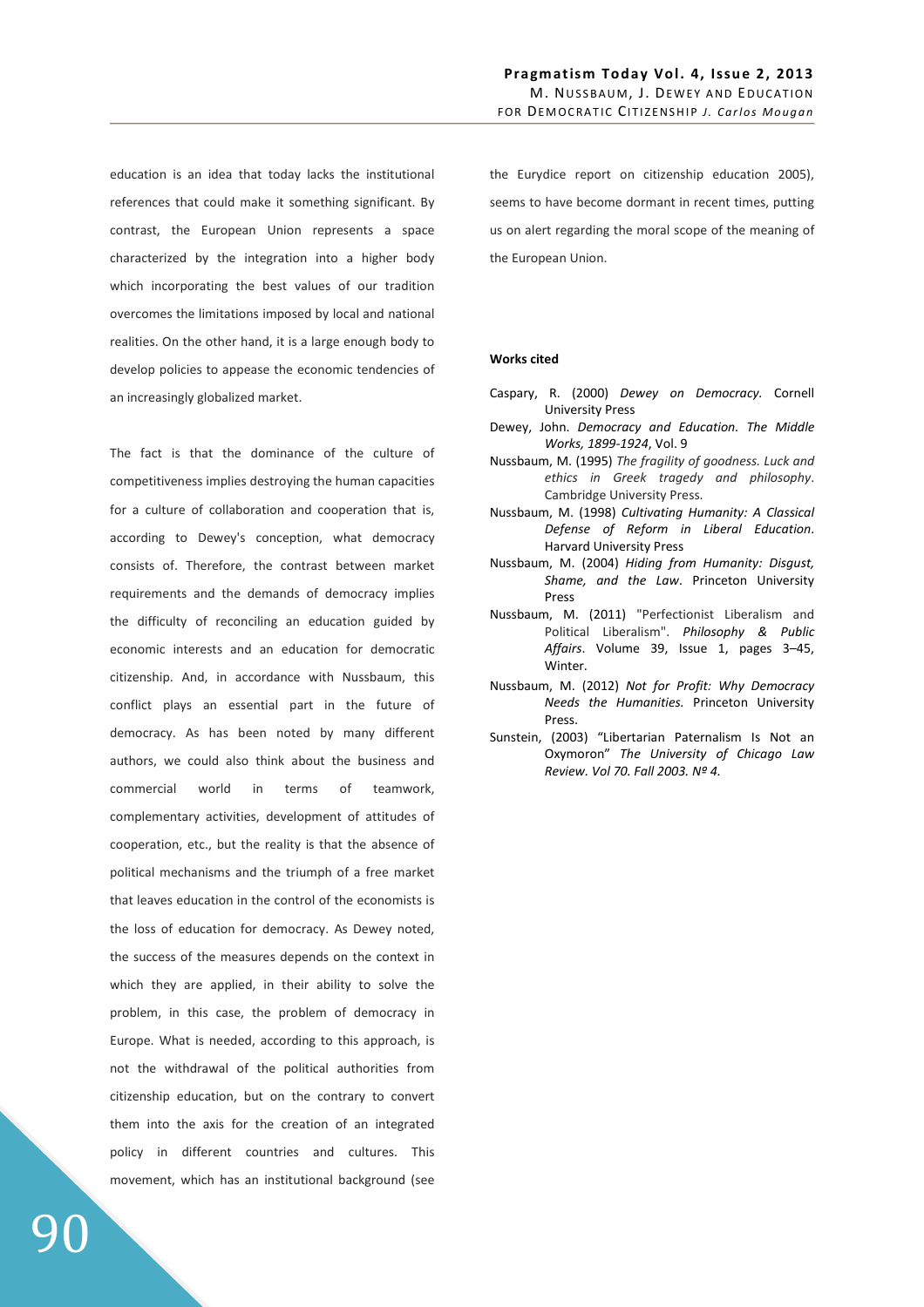education is an idea that today lacks the institutional references that could make it something significant. By contrast, the European Union represents a space characterized by the integration into a higher body which incorporating the best values of our tradition overcomes the limitations imposed by local and national realities. On the other hand, it is a large enough body to develop policies to appease the economic tendencies of an increasingly globalized market.

The fact is that the dominance of the culture of competitiveness implies destroying the human capacities for a culture of collaboration and cooperation that is, according to Dewey's conception, what democracy consists of. Therefore, the contrast between market requirements and the demands of democracy implies the difficulty of reconciling an education guided by economic interests and an education for democratic citizenship. And, in accordance with Nussbaum, this conflict plays an essential part in the future of democracy. As has been noted by many different authors, we could also think about the business and commercial world in terms of teamwork, complementary activities, development of attitudes of cooperation, etc., but the reality is that the absence of political mechanisms and the triumph of a free market that leaves education in the control of the economists is the loss of education for democracy. As Dewey noted, the success of the measures depends on the context in which they are applied, in their ability to solve the problem, in this case, the problem of democracy in Europe. What is needed, according to this approach, is not the withdrawal of the political authorities from citizenship education, but on the contrary to convert them into the axis for the creation of an integrated policy in different countries and cultures. This movement, which has an institutional background (see the Eurydice report on citizenship education 2005), seems to have become dormant in recent times, putting us on alert regarding the moral scope of the meaning of the European Union.

**Works cited**

Caspary, R. (2000) *Dewey on Democracy.* Cornell University Press

Dewey, John. *Democracy and Education. The Middle Works, 1899-1924*, Vol. 9

Nussbaum, M. (1995) *The fragility of goodness. Luck and ethics in Greek tragedy and philosophy*. Cambridge University Press.

Nussbaum, M. (1998) *Cultivating Humanity: A Classical Defense of Reform in Liberal Education*. Harvard University Press

Nussbaum, M. (2004) *Hiding from Humanity: Disgust, Shame, and the Law*. Princeton University Press

Nussbaum, M. (2011) "Perfectionist Liberalism and Political Liberalism". *Philosophy & Public Affairs*. Volume 39, Issue 1, pages 3–45, Winter.

Nussbaum, M. (2012) *Not for Profit: Why Democracy Needs the Humanities.* Princeton University Press.

Sunstein, (2003) "Libertarian Paternalism Is Not an Oxymoron" *The University of Chicago Law Review. Vol 70. Fall 2003. Nº 4.*